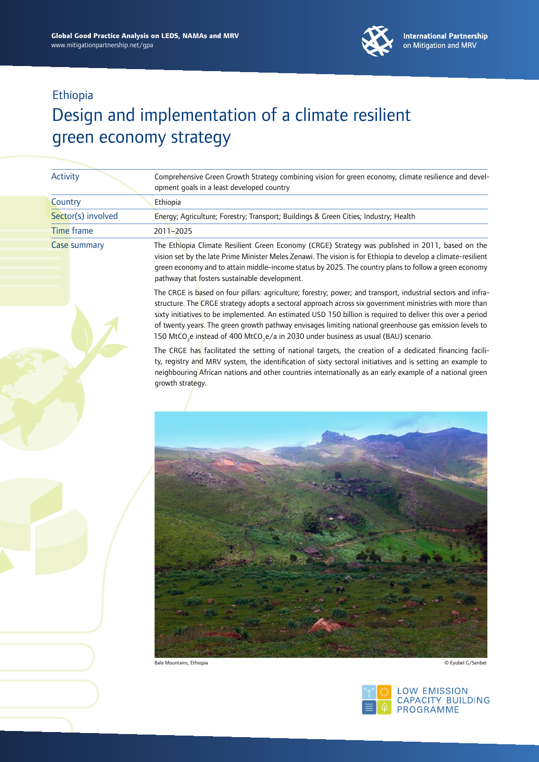Global Good Practice Analysis on LEDS, NAMAs and MRV
www.mitigationpartnership.net/gpa

International Partnership on Mitigation and MRV

Ethiopia

# Design and implementation of a climate resilient green economy strategy

| | |
|---|---|
| Activity | Comprehensive Green Growth Strategy combining vision for green economy, climate resilience and development goals in a least developed country |
| Country | Ethiopia |
| Sector(s) involved | Energy; Agriculture; Forestry; Transport; Buildings & Green Cities; Industry; Health |
| Time frame | 2011–2025 |
| Case summary | The Ethiopia Climate Resilient Green Economy (CRGE) Strategy was published in 2011, based on the vision set by the late Prime Minister Meles Zenawi. The vision is for Ethiopia to develop a climate-resilient green economy and to attain middle-income status by 2025. The country plans to follow a green economy pathway that fosters sustainable development. |

The CRGE is based on four pillars: agriculture; forestry; power; and transport, industrial sectors and infrastructure. The CRGE strategy adopts a sectoral approach across six government ministries with more than sixty initiatives to be implemented. An estimated USD 150 billion is required to deliver this over a period of twenty years. The green growth pathway envisages limiting national greenhouse gas emission levels to 150 $MtCO_2e$ instead of 400 $MtCO_2e/a$ in 2030 under business as usual (BAU) scenario.

The CRGE has facilitated the setting of national targets, the creation of a dedicated financing facility, registry and MRV system, the identification of sixty sectoral initiatives and is setting an example to neighbouring African nations and other countries internationally as an early example of a national green growth strategy.

Bale Mountains, Ethiopia © Eyobel G/Senbet

LOW EMISSION CAPACITY BUILDING PROGRAMME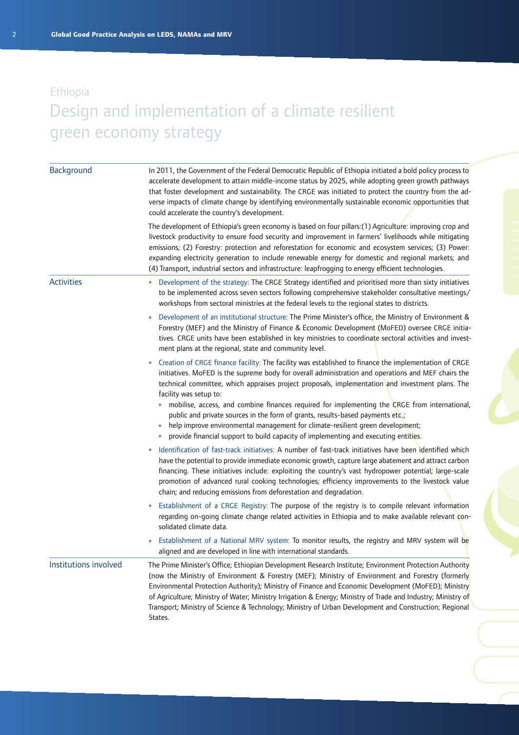Ethiopia

# Design and implementation of a climate resilient green economy strategy

## Background

In 2011, the Government of the Federal Democratic Republic of Ethiopia initiated a bold policy process to accelerate development to attain middle-income status by 2025, while adopting green growth pathways that foster development and sustainability. The CRGE was initiated to protect the country from the adverse impacts of climate change by identifying environmentally sustainable economic opportunities that could accelerate the country's development.

The development of Ethiopia's green economy is based on four pillars:(1) Agriculture: improving crop and livestock productivity to ensure food security and improvement in farmers' livelihoods while mitigating emissions; (2) Forestry: protection and reforestation for economic and ecosystem services; (3) Power: expanding electricity generation to include renewable energy for domestic and regional markets; and (4) Transport, industrial sectors and infrastructure: leapfrogging to energy efficient technologies.

## Activities

- Development of the strategy: The CRGE Strategy identified and prioritised more than sixty initiatives to be implemented across seven sectors following comprehensive stakeholder consultative meetings/ workshops from sectoral ministries at the federal levels to the regional states to districts.
- Development of an institutional structure: The Prime Minister's office, the Ministry of Environment & Forestry (MEF) and the Ministry of Finance & Economic Development (MoFED) oversee CRGE initiatives. CRGE units have been established in key ministries to coordinate sectoral activities and investment plans at the regional, state and community level.
- Creation of CRGE finance facility: The facility was established to finance the implementation of CRGE initiatives. MoFED is the supreme body for overall administration and operations and MEF chairs the technical committee, which appraises project proposals, implementation and investment plans. The facility was setup to:
  - mobilise, access, and combine finances required for implementing the CRGE from international, public and private sources in the form of grants, results-based payments etc.;
  - help improve environmental management for climate-resilient green development;
  - provide financial support to build capacity of implementing and executing entities.
- Identification of fast-track initiatives: A number of fast-track initiatives have been identified which have the potential to provide immediate economic growth, capture large abatement and attract carbon financing. These initiatives include: exploiting the country's vast hydropower potential; large-scale promotion of advanced rural cooking technologies; efficiency improvements to the livestock value chain; and reducing emissions from deforestation and degradation.
- Establishment of a CRGE Registry: The purpose of the registry is to compile relevant information regarding on-going climate change related activities in Ethiopia and to make available relevant consolidated climate data.
- Establishment of a National MRV system: To monitor results, the registry and MRV system will be aligned and are developed in line with international standards.

## Institutions involved

The Prime Minister's Office; Ethiopian Development Research Institute; Environment Protection Authority (now the Ministry of Environment & Forestry (MEF); Ministry of Environment and Forestry (formerly Environmental Protection Authority); Ministry of Finance and Economic Development (MoFED); Ministry of Agriculture; Ministry of Water; Ministry Irrigation & Energy; Ministry of Trade and Industry; Ministry of Transport; Ministry of Science & Technology; Ministry of Urban Development and Construction; Regional States.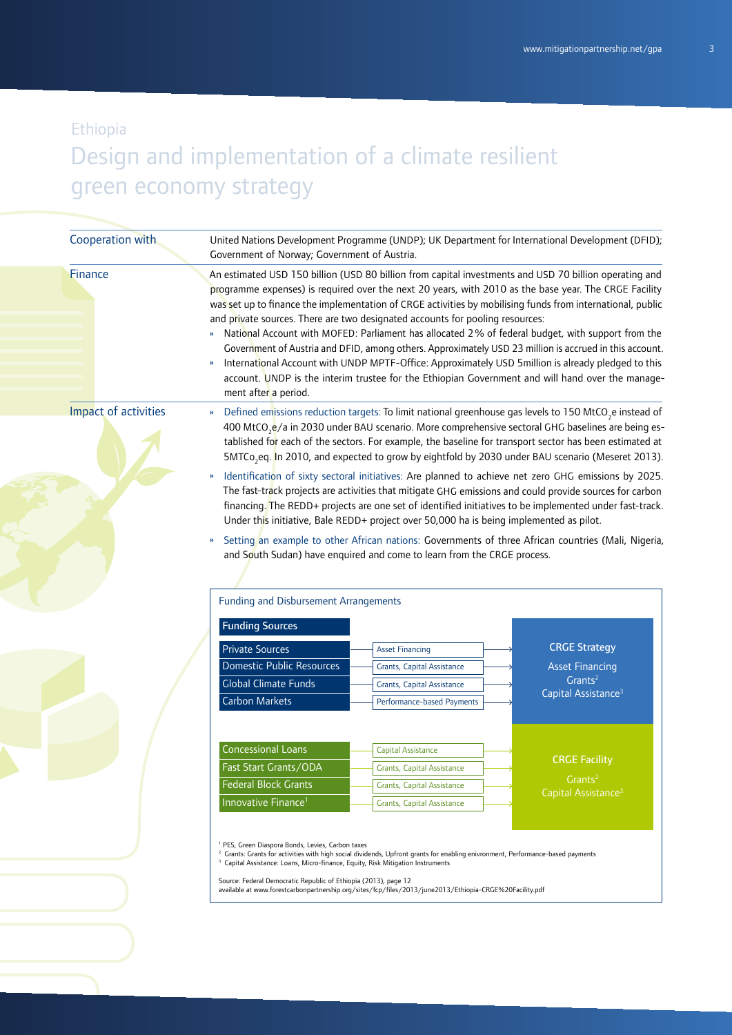Ethiopia

# Design and implementation of a climate resilient green economy strategy

| | |
|---|---|
| Cooperation with | United Nations Development Programme (UNDP); UK Department for International Development (DFID); Government of Norway; Government of Austria. |
| Finance | An estimated USD 150 billion (USD 80 billion from capital investments and USD 70 billion operating and programme expenses) is required over the next 20 years, with 2010 as the base year. The CRGE Facility was set up to finance the implementation of CRGE activities by mobilising funds from international, public and private sources. There are two designated accounts for pooling resources:<br>» National Account with MOFED: Parliament has allocated 2% of federal budget, with support from the Government of Austria and DFID, among others. Approximately USD 23 million is accrued in this account.<br>» International Account with UNDP MPTF-Office: Approximately USD 5million is already pledged to this account. UNDP is the interim trustee for the Ethiopian Government and will hand over the management after a period. |
| Impact of activities | » Defined emissions reduction targets: To limit national greenhouse gas levels to 150 $MtCO_2e$ instead of 400 $MtCO_2e$/a in 2030 under BAU scenario. More comprehensive sectoral GHG baselines are being established for each of the sectors. For example, the baseline for transport sector has been estimated at 5$MTCo_2$eq. In 2010, and expected to grow by eightfold by 2030 under BAU scenario (Meseret 2013).<br>» Identification of sixty sectoral initiatives: Are planned to achieve net zero GHG emissions by 2025. The fast-track projects are activities that mitigate GHG emissions and could provide sources for carbon financing. The REDD+ projects are one set of identified initiatives to be implemented under fast-track. Under this initiative, Bale REDD+ project over 50,000 ha is being implemented as pilot.<br>» Setting an example to other African nations: Governments of three African countries (Mali, Nigeria, and South Sudan) have enquired and come to learn from the CRGE process. |

**Funding and Disbursement Arrangements**

| Funding Sources | Instrument | Destination |
|---|---|---|
| Private Sources | Asset Financing | CRGE Strategy: Asset Financing, Grants[2], Capital Assistance[3] |
| Domestic Public Resources | Grants, Capital Assistance | CRGE Strategy |
| Global Climate Funds | Grants, Capital Assistance | CRGE Strategy |
| Carbon Markets | Performance-based Payments | CRGE Strategy |
| Concessional Loans | Capital Assistance | CRGE Facility: Grants[2], Capital Assistance[3] |
| Fast Start Grants/ODA | Grants, Capital Assistance | CRGE Facility |
| Federal Block Grants | Grants, Capital Assistance | CRGE Facility |
| Innovative Finance[1] | Grants, Capital Assistance | CRGE Facility |

[1] PES, Green Diaspora Bonds, Levies, Carbon taxes
[2] Grants: Grants for activities with high social dividends, Upfront grants for enabling enivronment, Performance-based payments
[3] Capital Assistance: Loans, Micro-finance, Equity, Risk Mitigation Instruments

Source: Federal Democratic Republic of Ethiopia (2013), page 12
available at www.forestcarbonpartnership.org/sites/fcp/files/2013/june2013/Ethiopia-CRGE%20Facility.pdf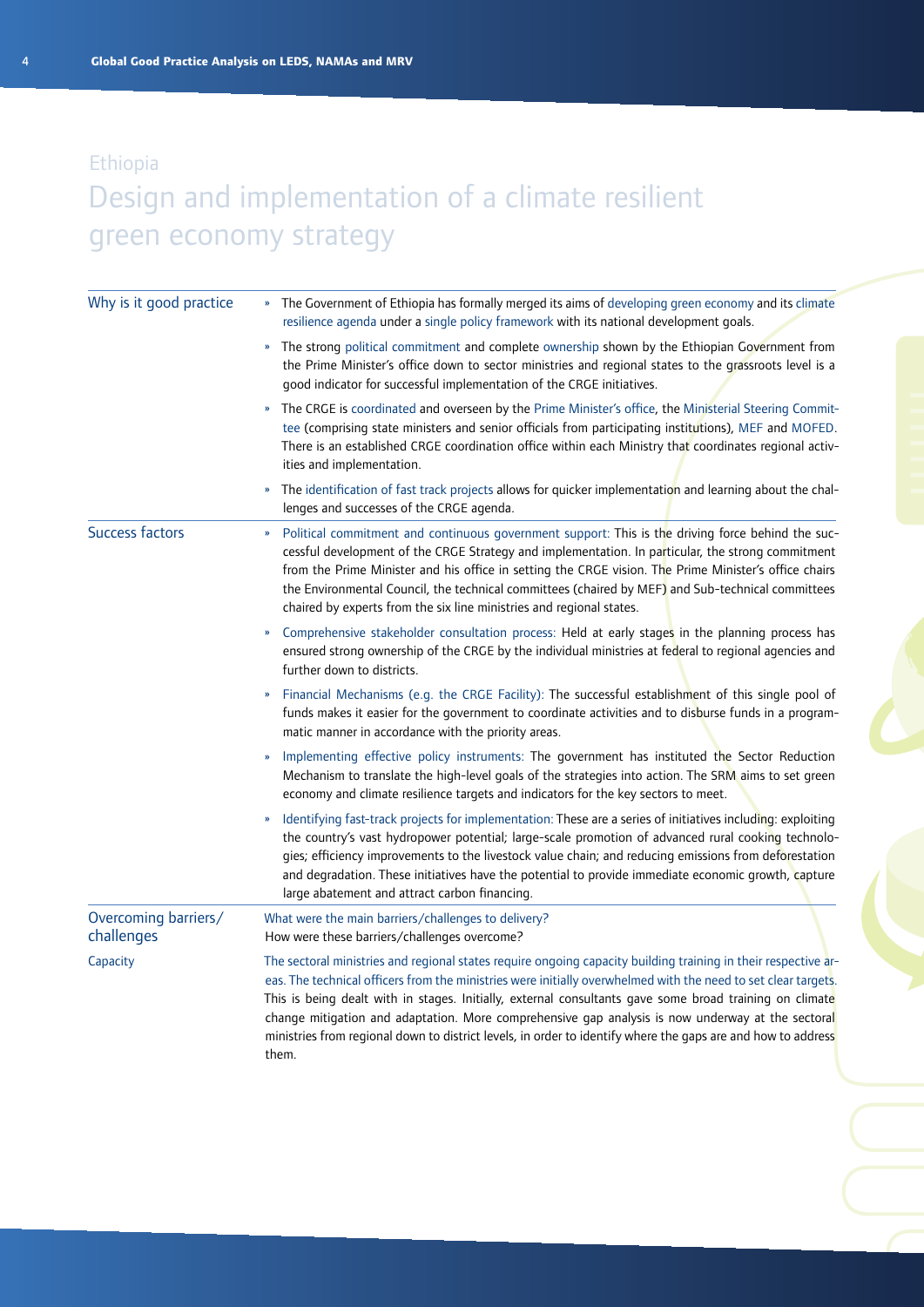Ethiopia

# Design and implementation of a climate resilient green economy strategy

## Why is it good practice

- The Government of Ethiopia has formally merged its aims of developing green economy and its climate resilience agenda under a single policy framework with its national development goals.
- The strong political commitment and complete ownership shown by the Ethiopian Government from the Prime Minister's office down to sector ministries and regional states to the grassroots level is a good indicator for successful implementation of the CRGE initiatives.
- The CRGE is coordinated and overseen by the Prime Minister's office, the Ministerial Steering Committee (comprising state ministers and senior officials from participating institutions), MEF and MOFED. There is an established CRGE coordination office within each Ministry that coordinates regional activities and implementation.
- The identification of fast track projects allows for quicker implementation and learning about the challenges and successes of the CRGE agenda.

## Success factors

- Political commitment and continuous government support: This is the driving force behind the successful development of the CRGE Strategy and implementation. In particular, the strong commitment from the Prime Minister and his office in setting the CRGE vision. The Prime Minister's office chairs the Environmental Council, the technical committees (chaired by MEF) and Sub-technical committees chaired by experts from the six line ministries and regional states.
- Comprehensive stakeholder consultation process: Held at early stages in the planning process has ensured strong ownership of the CRGE by the individual ministries at federal to regional agencies and further down to districts.
- Financial Mechanisms (e.g. the CRGE Facility): The successful establishment of this single pool of funds makes it easier for the government to coordinate activities and to disburse funds in a programmatic manner in accordance with the priority areas.
- Implementing effective policy instruments: The government has instituted the Sector Reduction Mechanism to translate the high-level goals of the strategies into action. The SRM aims to set green economy and climate resilience targets and indicators for the key sectors to meet.
- Identifying fast-track projects for implementation: These are a series of initiatives including: exploiting the country's vast hydropower potential; large-scale promotion of advanced rural cooking technologies; efficiency improvements to the livestock value chain; and reducing emissions from deforestation and degradation. These initiatives have the potential to provide immediate economic growth, capture large abatement and attract carbon financing.

## Overcoming barriers/ challenges

What were the main barriers/challenges to delivery?
How were these barriers/challenges overcome?

### Capacity

The sectoral ministries and regional states require ongoing capacity building training in their respective areas. The technical officers from the ministries were initially overwhelmed with the need to set clear targets.
This is being dealt with in stages. Initially, external consultants gave some broad training on climate change mitigation and adaptation. More comprehensive gap analysis is now underway at the sectoral ministries from regional down to district levels, in order to identify where the gaps are and how to address them.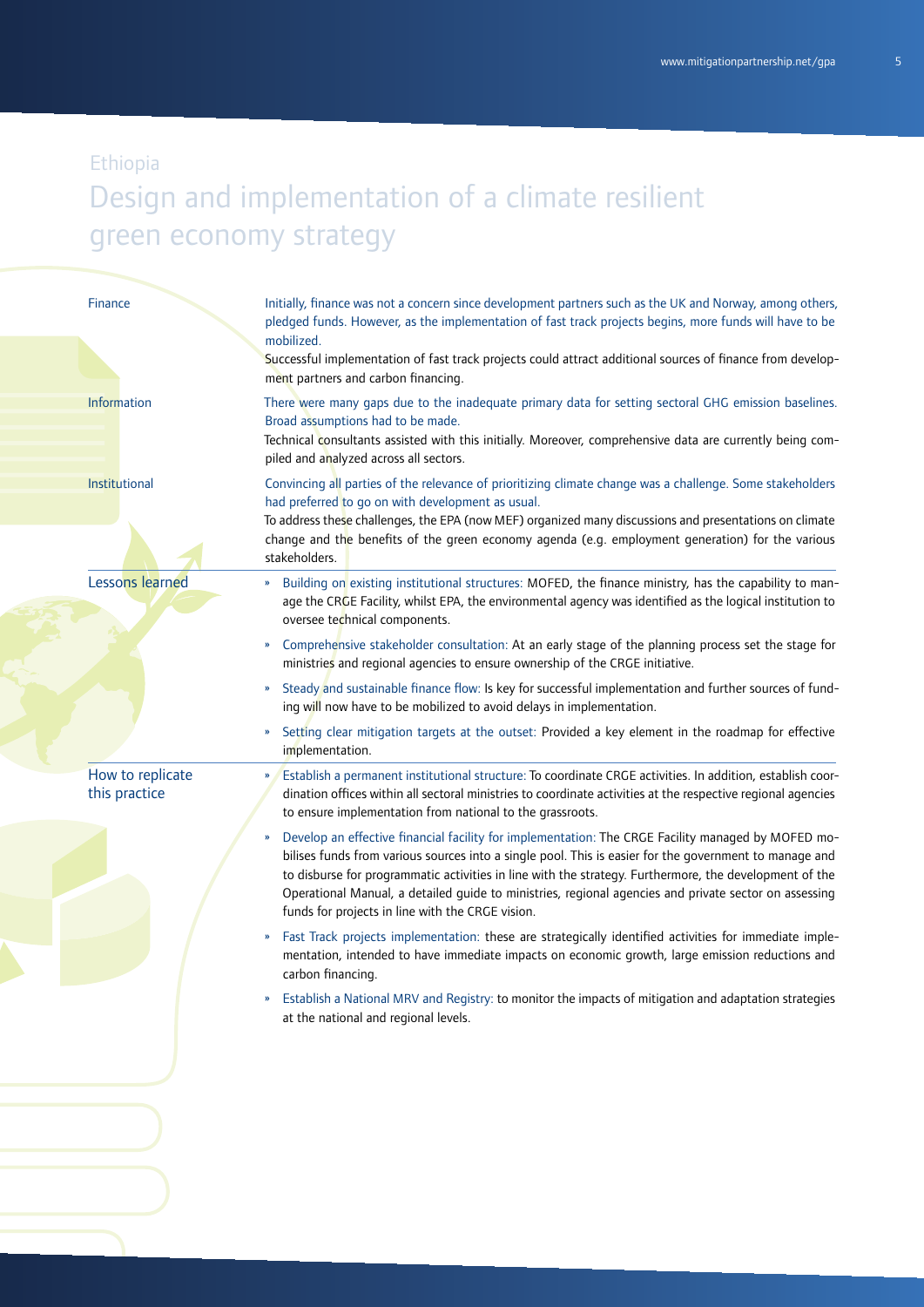Ethiopia

# Design and implementation of a climate resilient green economy strategy

**Finance**

Initially, finance was not a concern since development partners such as the UK and Norway, among others, pledged funds. However, as the implementation of fast track projects begins, more funds will have to be mobilized.

Successful implementation of fast track projects could attract additional sources of finance from development partners and carbon financing.

**Information**

There were many gaps due to the inadequate primary data for setting sectoral GHG emission baselines. Broad assumptions had to be made.

Technical consultants assisted with this initially. Moreover, comprehensive data are currently being compiled and analyzed across all sectors.

**Institutional**

Convincing all parties of the relevance of prioritizing climate change was a challenge. Some stakeholders had preferred to go on with development as usual.

To address these challenges, the EPA (now MEF) organized many discussions and presentations on climate change and the benefits of the green economy agenda (e.g. employment generation) for the various stakeholders.

## Lessons learned

- Building on existing institutional structures: MOFED, the finance ministry, has the capability to manage the CRGE Facility, whilst EPA, the environmental agency was identified as the logical institution to oversee technical components.
- Comprehensive stakeholder consultation: At an early stage of the planning process set the stage for ministries and regional agencies to ensure ownership of the CRGE initiative.
- Steady and sustainable finance flow: Is key for successful implementation and further sources of funding will now have to be mobilized to avoid delays in implementation.
- Setting clear mitigation targets at the outset: Provided a key element in the roadmap for effective implementation.

## How to replicate this practice

- Establish a permanent institutional structure: To coordinate CRGE activities. In addition, establish coordination offices within all sectoral ministries to coordinate activities at the respective regional agencies to ensure implementation from national to the grassroots.
- Develop an effective financial facility for implementation: The CRGE Facility managed by MOFED mobilises funds from various sources into a single pool. This is easier for the government to manage and to disburse for programmatic activities in line with the strategy. Furthermore, the development of the Operational Manual, a detailed guide to ministries, regional agencies and private sector on assessing funds for projects in line with the CRGE vision.
- Fast Track projects implementation: these are strategically identified activities for immediate implementation, intended to have immediate impacts on economic growth, large emission reductions and carbon financing.
- Establish a National MRV and Registry: to monitor the impacts of mitigation and adaptation strategies at the national and regional levels.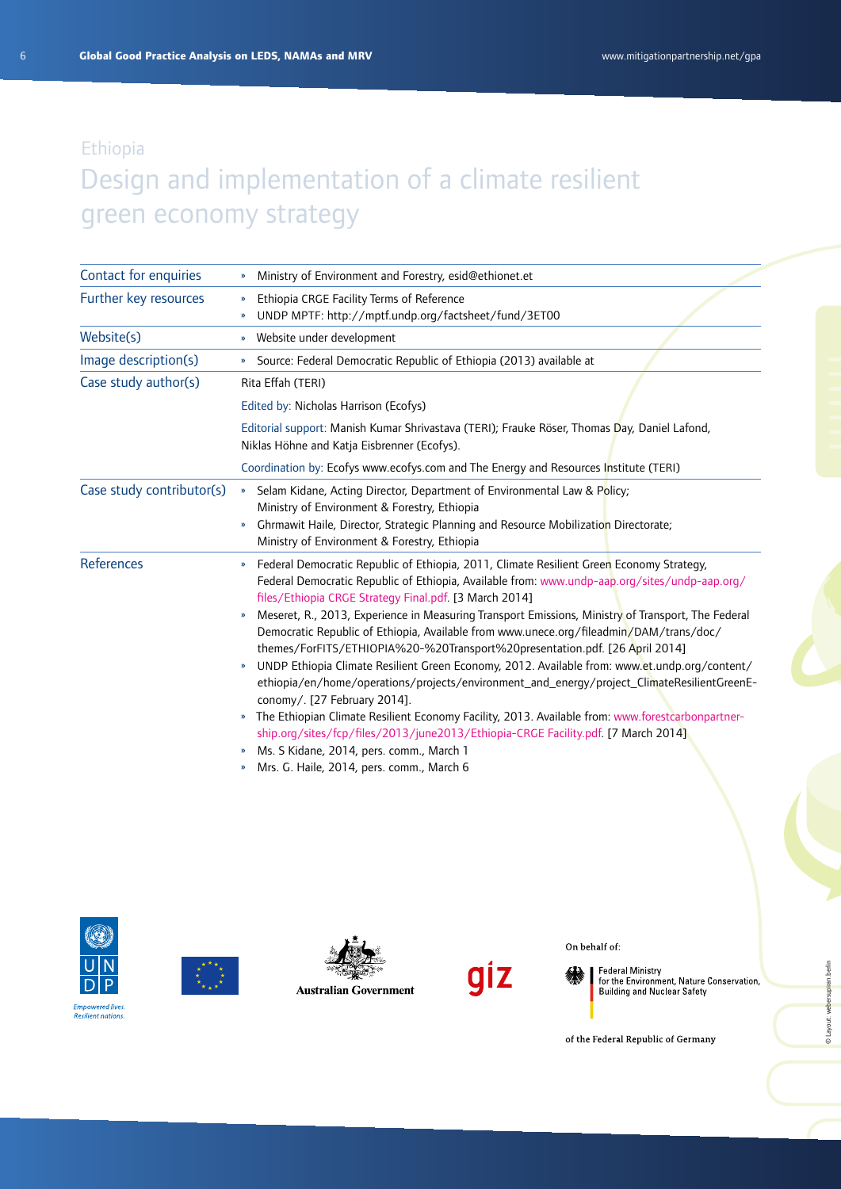Ethiopia

# Design and implementation of a climate resilient green economy strategy

| | |
|---|---|
| Contact for enquiries | » Ministry of Environment and Forestry, esid@ethionet.et |
| Further key resources | » Ethiopia CRGE Facility Terms of Reference<br>» UNDP MPTF: http://mptf.undp.org/factsheet/fund/3ET00 |
| Website(s) | » Website under development |
| Image description(s) | » Source: Federal Democratic Republic of Ethiopia (2013) available at |
| Case study author(s) | Rita Effah (TERI)<br><br>Edited by: Nicholas Harrison (Ecofys)<br><br>Editorial support: Manish Kumar Shrivastava (TERI); Frauke Röser, Thomas Day, Daniel Lafond, Niklas Höhne and Katja Eisbrenner (Ecofys).<br><br>Coordination by: Ecofys www.ecofys.com and The Energy and Resources Institute (TERI) |
| Case study contributor(s) | » Selam Kidane, Acting Director, Department of Environmental Law & Policy; Ministry of Environment & Forestry, Ethiopia<br>» Ghrmawit Haile, Director, Strategic Planning and Resource Mobilization Directorate; Ministry of Environment & Forestry, Ethiopia |
| References | » Federal Democratic Republic of Ethiopia, 2011, Climate Resilient Green Economy Strategy, Federal Democratic Republic of Ethiopia, Available from: www.undp-aap.org/sites/undp-aap.org/files/Ethiopia CRGE Strategy Final.pdf. [3 March 2014]<br>» Meseret, R., 2013, Experience in Measuring Transport Emissions, Ministry of Transport, The Federal Democratic Republic of Ethiopia, Available from www.unece.org/fileadmin/DAM/trans/doc/themes/ForFITS/ETHIOPIA%20-%20Transport%20presentation.pdf. [26 April 2014]<br>» UNDP Ethiopia Climate Resilient Green Economy, 2012. Available from: www.et.undp.org/content/ethiopia/en/home/operations/projects/environment_and_energy/project_ClimateResilientGreenEconomy/. [27 February 2014].<br>» The Ethiopian Climate Resilient Economy Facility, 2013. Available from: www.forestcarbonpartnership.org/sites/fcp/files/2013/june2013/Ethiopia-CRGE Facility.pdf. [7 March 2014]<br>» Ms. S Kidane, 2014, pers. comm., March 1<br>» Mrs. G. Haile, 2014, pers. comm., March 6 |

UNDP — Empowered lives. Resilient nations.

Australian Government

giz

On behalf of:

Federal Ministry for the Environment, Nature Conservation, Building and Nuclear Safety

of the Federal Republic of Germany